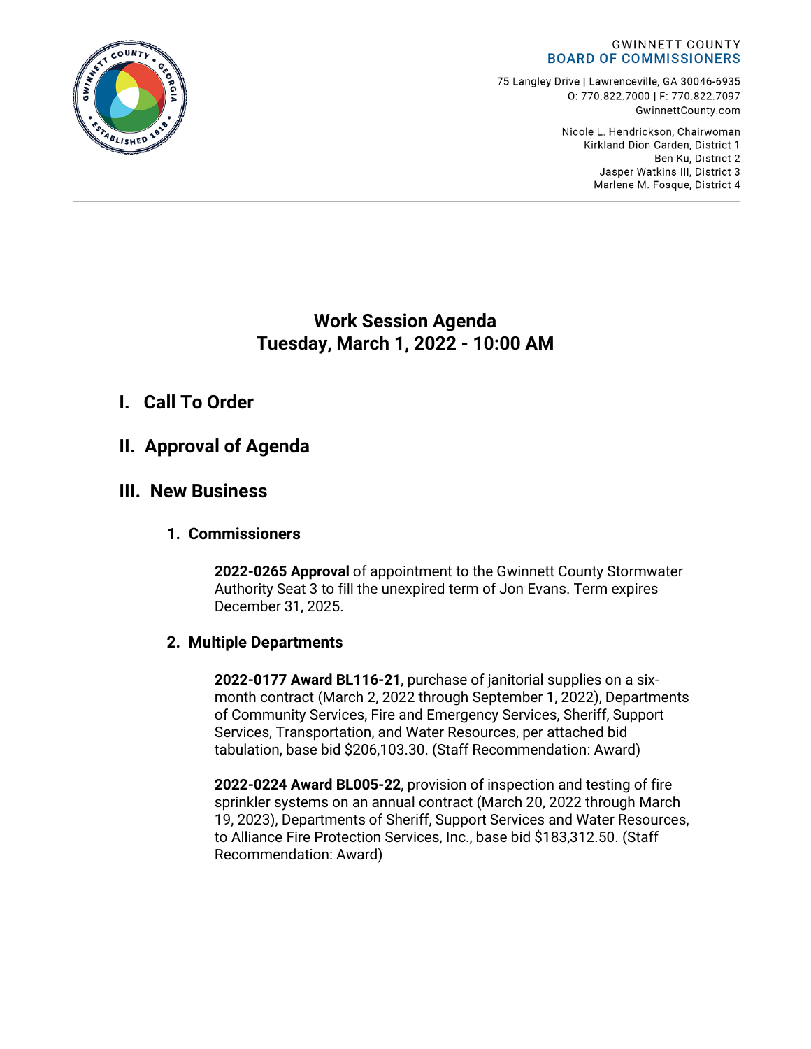GWINNETT COUNTY
BOARD OF COMMISSIONERS

75 Langley Drive | Lawrenceville, GA 30046-6935
O: 770.822.7000 | F: 770.822.7097
GwinnettCounty.com

Nicole L. Hendrickson, Chairwoman
Kirkland Dion Carden, District 1
Ben Ku, District 2
Jasper Watkins III, District 3
Marlene M. Fosque, District 4

# Work Session Agenda
# Tuesday, March 1, 2022 - 10:00 AM

## I. Call To Order

## II. Approval of Agenda

## III. New Business

### 1. Commissioners

**2022-0265 Approval** of appointment to the Gwinnett County Stormwater Authority Seat 3 to fill the unexpired term of Jon Evans. Term expires December 31, 2025.

### 2. Multiple Departments

**2022-0177 Award BL116-21**, purchase of janitorial supplies on a six-month contract (March 2, 2022 through September 1, 2022), Departments of Community Services, Fire and Emergency Services, Sheriff, Support Services, Transportation, and Water Resources, per attached bid tabulation, base bid $206,103.30. (Staff Recommendation: Award)

**2022-0224 Award BL005-22**, provision of inspection and testing of fire sprinkler systems on an annual contract (March 20, 2022 through March 19, 2023), Departments of Sheriff, Support Services and Water Resources, to Alliance Fire Protection Services, Inc., base bid $183,312.50. (Staff Recommendation: Award)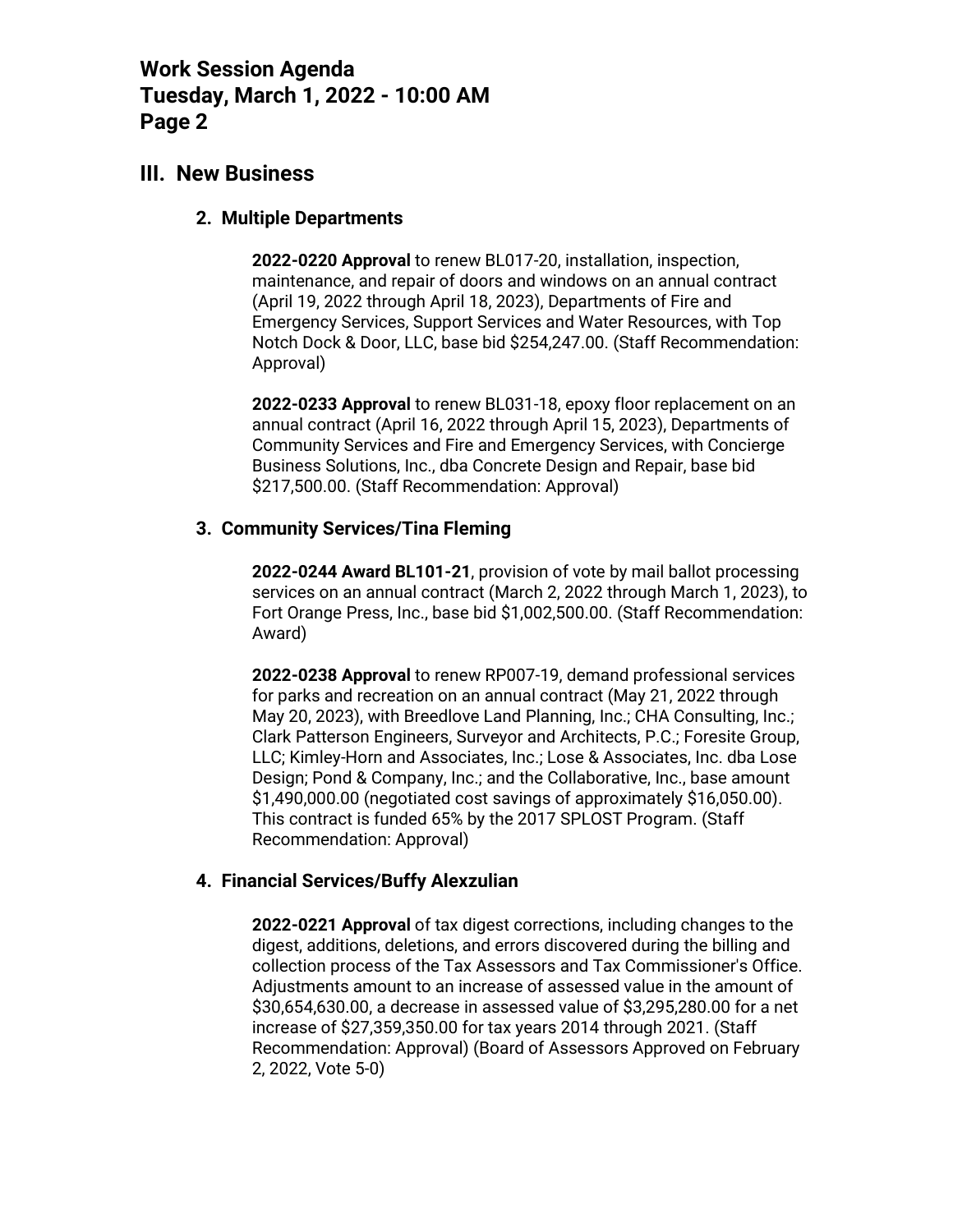## III. New Business

### 2. Multiple Departments

**2022-0220 Approval** to renew BL017-20, installation, inspection, maintenance, and repair of doors and windows on an annual contract (April 19, 2022 through April 18, 2023), Departments of Fire and Emergency Services, Support Services and Water Resources, with Top Notch Dock & Door, LLC, base bid $254,247.00. (Staff Recommendation: Approval)

**2022-0233 Approval** to renew BL031-18, epoxy floor replacement on an annual contract (April 16, 2022 through April 15, 2023), Departments of Community Services and Fire and Emergency Services, with Concierge Business Solutions, Inc., dba Concrete Design and Repair, base bid $217,500.00. (Staff Recommendation: Approval)

### 3. Community Services/Tina Fleming

**2022-0244 Award BL101-21**, provision of vote by mail ballot processing services on an annual contract (March 2, 2022 through March 1, 2023), to Fort Orange Press, Inc., base bid $1,002,500.00. (Staff Recommendation: Award)

**2022-0238 Approval** to renew RP007-19, demand professional services for parks and recreation on an annual contract (May 21, 2022 through May 20, 2023), with Breedlove Land Planning, Inc.; CHA Consulting, Inc.; Clark Patterson Engineers, Surveyor and Architects, P.C.; Foresite Group, LLC; Kimley-Horn and Associates, Inc.; Lose & Associates, Inc. dba Lose Design; Pond & Company, Inc.; and the Collaborative, Inc., base amount $1,490,000.00 (negotiated cost savings of approximately $16,050.00). This contract is funded 65% by the 2017 SPLOST Program. (Staff Recommendation: Approval)

### 4. Financial Services/Buffy Alexzulian

**2022-0221 Approval** of tax digest corrections, including changes to the digest, additions, deletions, and errors discovered during the billing and collection process of the Tax Assessors and Tax Commissioner's Office. Adjustments amount to an increase of assessed value in the amount of $30,654,630.00, a decrease in assessed value of $3,295,280.00 for a net increase of $27,359,350.00 for tax years 2014 through 2021. (Staff Recommendation: Approval) (Board of Assessors Approved on February 2, 2022, Vote 5-0)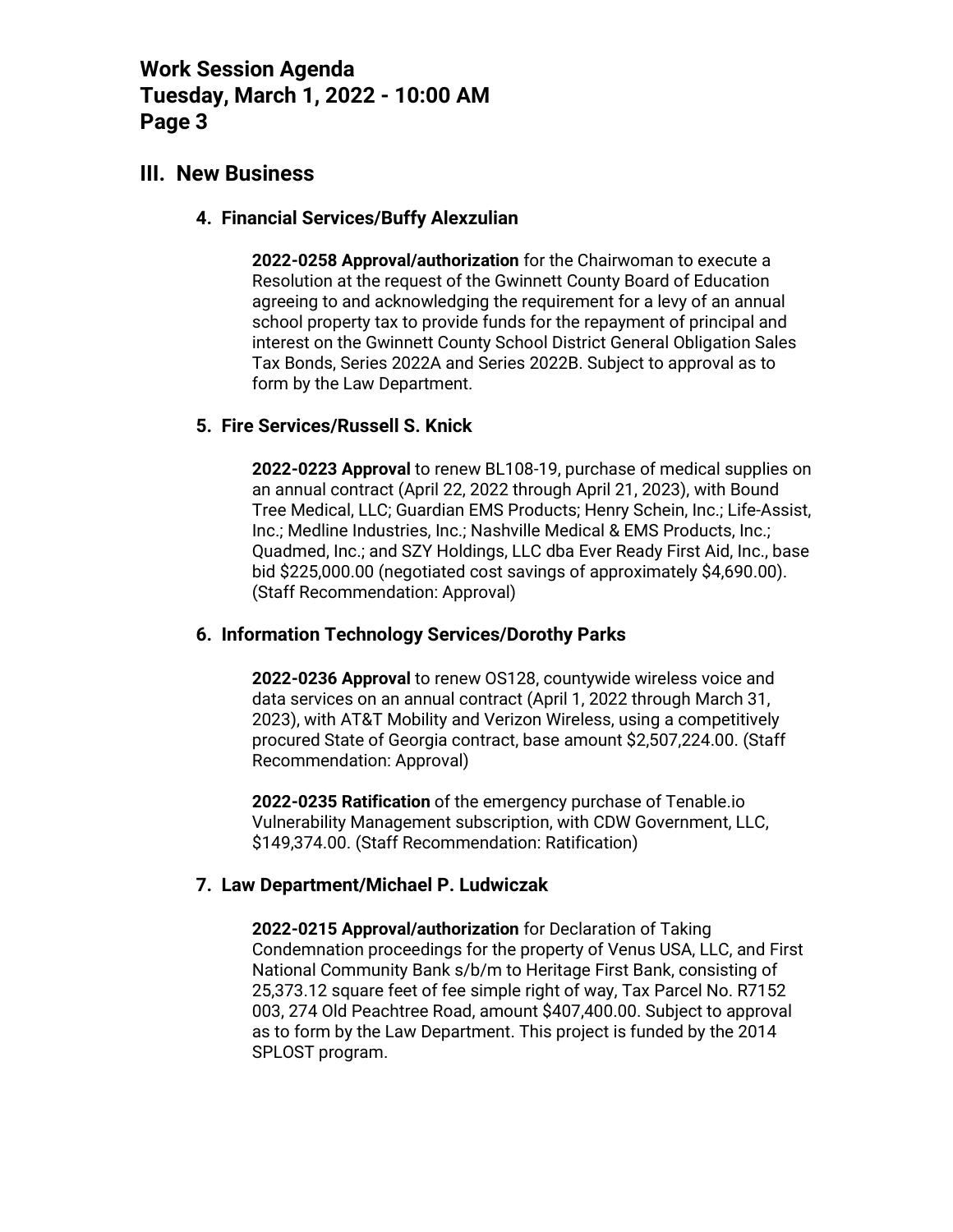## III. New Business

### 4. Financial Services/Buffy Alexzulian

**2022-0258 Approval/authorization** for the Chairwoman to execute a Resolution at the request of the Gwinnett County Board of Education agreeing to and acknowledging the requirement for a levy of an annual school property tax to provide funds for the repayment of principal and interest on the Gwinnett County School District General Obligation Sales Tax Bonds, Series 2022A and Series 2022B. Subject to approval as to form by the Law Department.

### 5. Fire Services/Russell S. Knick

**2022-0223 Approval** to renew BL108-19, purchase of medical supplies on an annual contract (April 22, 2022 through April 21, 2023), with Bound Tree Medical, LLC; Guardian EMS Products; Henry Schein, Inc.; Life-Assist, Inc.; Medline Industries, Inc.; Nashville Medical & EMS Products, Inc.; Quadmed, Inc.; and SZY Holdings, LLC dba Ever Ready First Aid, Inc., base bid $225,000.00 (negotiated cost savings of approximately $4,690.00). (Staff Recommendation: Approval)

### 6. Information Technology Services/Dorothy Parks

**2022-0236 Approval** to renew OS128, countywide wireless voice and data services on an annual contract (April 1, 2022 through March 31, 2023), with AT&T Mobility and Verizon Wireless, using a competitively procured State of Georgia contract, base amount $2,507,224.00. (Staff Recommendation: Approval)

**2022-0235 Ratification** of the emergency purchase of Tenable.io Vulnerability Management subscription, with CDW Government, LLC, $149,374.00. (Staff Recommendation: Ratification)

### 7. Law Department/Michael P. Ludwiczak

**2022-0215 Approval/authorization** for Declaration of Taking Condemnation proceedings for the property of Venus USA, LLC, and First National Community Bank s/b/m to Heritage First Bank, consisting of 25,373.12 square feet of fee simple right of way, Tax Parcel No. R7152 003, 274 Old Peachtree Road, amount $407,400.00. Subject to approval as to form by the Law Department. This project is funded by the 2014 SPLOST program.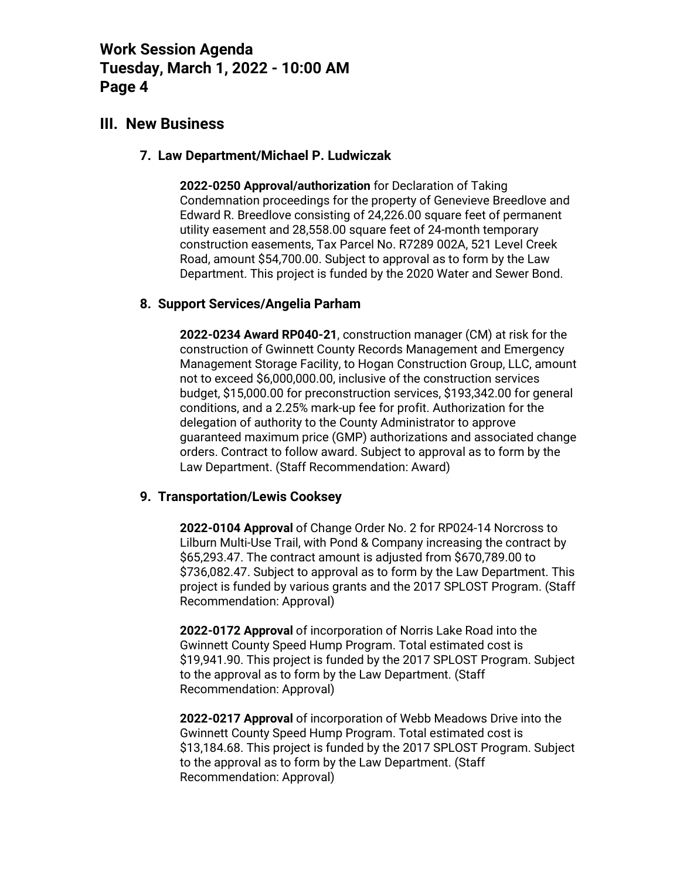## III. New Business

### 7. Law Department/Michael P. Ludwiczak

**2022-0250 Approval/authorization** for Declaration of Taking Condemnation proceedings for the property of Genevieve Breedlove and Edward R. Breedlove consisting of 24,226.00 square feet of permanent utility easement and 28,558.00 square feet of 24-month temporary construction easements, Tax Parcel No. R7289 002A, 521 Level Creek Road, amount $54,700.00. Subject to approval as to form by the Law Department. This project is funded by the 2020 Water and Sewer Bond.

### 8. Support Services/Angelia Parham

**2022-0234 Award RP040-21**, construction manager (CM) at risk for the construction of Gwinnett County Records Management and Emergency Management Storage Facility, to Hogan Construction Group, LLC, amount not to exceed $6,000,000.00, inclusive of the construction services budget, $15,000.00 for preconstruction services, $193,342.00 for general conditions, and a 2.25% mark-up fee for profit. Authorization for the delegation of authority to the County Administrator to approve guaranteed maximum price (GMP) authorizations and associated change orders. Contract to follow award. Subject to approval as to form by the Law Department. (Staff Recommendation: Award)

### 9. Transportation/Lewis Cooksey

**2022-0104 Approval** of Change Order No. 2 for RP024-14 Norcross to Lilburn Multi-Use Trail, with Pond & Company increasing the contract by $65,293.47. The contract amount is adjusted from $670,789.00 to $736,082.47. Subject to approval as to form by the Law Department. This project is funded by various grants and the 2017 SPLOST Program. (Staff Recommendation: Approval)

**2022-0172 Approval** of incorporation of Norris Lake Road into the Gwinnett County Speed Hump Program. Total estimated cost is $19,941.90. This project is funded by the 2017 SPLOST Program. Subject to the approval as to form by the Law Department. (Staff Recommendation: Approval)

**2022-0217 Approval** of incorporation of Webb Meadows Drive into the Gwinnett County Speed Hump Program. Total estimated cost is $13,184.68. This project is funded by the 2017 SPLOST Program. Subject to the approval as to form by the Law Department. (Staff Recommendation: Approval)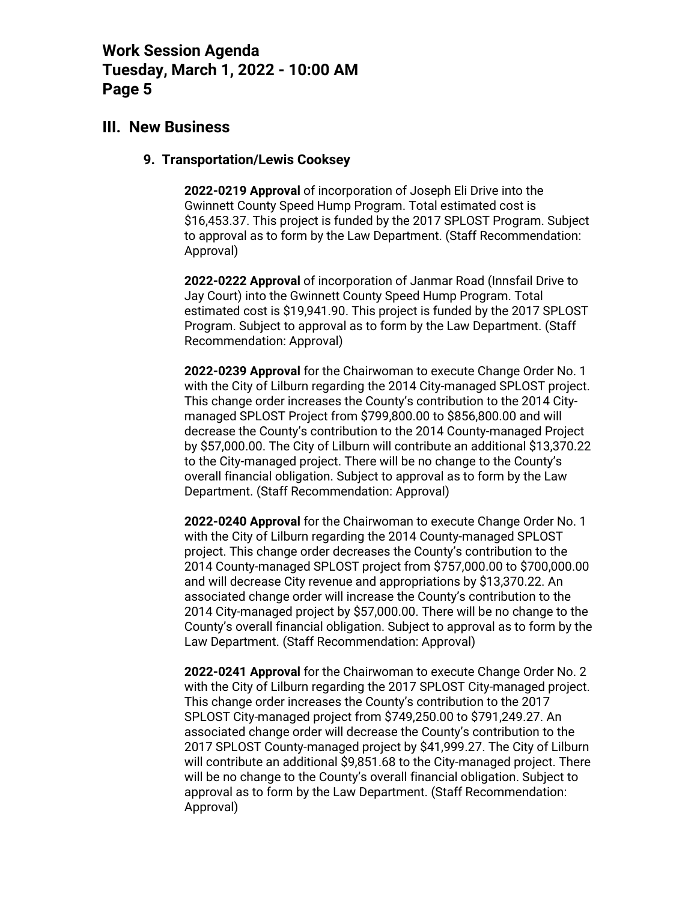## III. New Business

### 9. Transportation/Lewis Cooksey

**2022-0219 Approval** of incorporation of Joseph Eli Drive into the Gwinnett County Speed Hump Program. Total estimated cost is $16,453.37. This project is funded by the 2017 SPLOST Program. Subject to approval as to form by the Law Department. (Staff Recommendation: Approval)

**2022-0222 Approval** of incorporation of Janmar Road (Innsfail Drive to Jay Court) into the Gwinnett County Speed Hump Program. Total estimated cost is $19,941.90. This project is funded by the 2017 SPLOST Program. Subject to approval as to form by the Law Department. (Staff Recommendation: Approval)

**2022-0239 Approval** for the Chairwoman to execute Change Order No. 1 with the City of Lilburn regarding the 2014 City-managed SPLOST project. This change order increases the County's contribution to the 2014 City-managed SPLOST Project from $799,800.00 to $856,800.00 and will decrease the County's contribution to the 2014 County-managed Project by $57,000.00. The City of Lilburn will contribute an additional $13,370.22 to the City-managed project. There will be no change to the County's overall financial obligation. Subject to approval as to form by the Law Department. (Staff Recommendation: Approval)

**2022-0240 Approval** for the Chairwoman to execute Change Order No. 1 with the City of Lilburn regarding the 2014 County-managed SPLOST project. This change order decreases the County's contribution to the 2014 County-managed SPLOST project from $757,000.00 to $700,000.00 and will decrease City revenue and appropriations by $13,370.22. An associated change order will increase the County's contribution to the 2014 City-managed project by $57,000.00. There will be no change to the County's overall financial obligation. Subject to approval as to form by the Law Department. (Staff Recommendation: Approval)

**2022-0241 Approval** for the Chairwoman to execute Change Order No. 2 with the City of Lilburn regarding the 2017 SPLOST City-managed project. This change order increases the County's contribution to the 2017 SPLOST City-managed project from $749,250.00 to $791,249.27. An associated change order will decrease the County's contribution to the 2017 SPLOST County-managed project by $41,999.27. The City of Lilburn will contribute an additional $9,851.68 to the City-managed project. There will be no change to the County's overall financial obligation. Subject to approval as to form by the Law Department. (Staff Recommendation: Approval)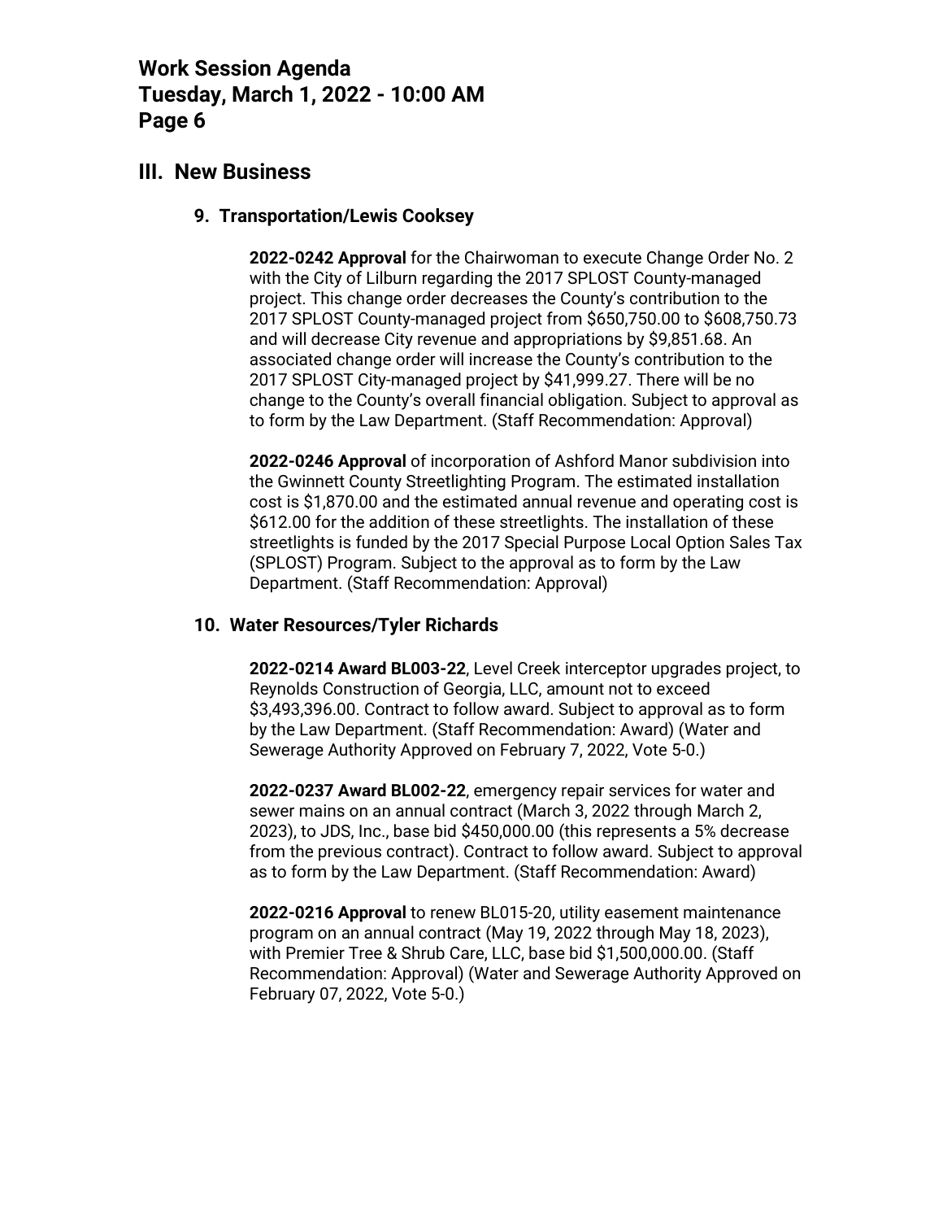## III. New Business

### 9. Transportation/Lewis Cooksey

**2022-0242 Approval** for the Chairwoman to execute Change Order No. 2 with the City of Lilburn regarding the 2017 SPLOST County-managed project. This change order decreases the County's contribution to the 2017 SPLOST County-managed project from $650,750.00 to $608,750.73 and will decrease City revenue and appropriations by $9,851.68. An associated change order will increase the County's contribution to the 2017 SPLOST City-managed project by $41,999.27. There will be no change to the County's overall financial obligation. Subject to approval as to form by the Law Department. (Staff Recommendation: Approval)

**2022-0246 Approval** of incorporation of Ashford Manor subdivision into the Gwinnett County Streetlighting Program. The estimated installation cost is $1,870.00 and the estimated annual revenue and operating cost is $612.00 for the addition of these streetlights. The installation of these streetlights is funded by the 2017 Special Purpose Local Option Sales Tax (SPLOST) Program. Subject to the approval as to form by the Law Department. (Staff Recommendation: Approval)

### 10. Water Resources/Tyler Richards

**2022-0214 Award BL003-22**, Level Creek interceptor upgrades project, to Reynolds Construction of Georgia, LLC, amount not to exceed $3,493,396.00. Contract to follow award. Subject to approval as to form by the Law Department. (Staff Recommendation: Award) (Water and Sewerage Authority Approved on February 7, 2022, Vote 5-0.)

**2022-0237 Award BL002-22**, emergency repair services for water and sewer mains on an annual contract (March 3, 2022 through March 2, 2023), to JDS, Inc., base bid $450,000.00 (this represents a 5% decrease from the previous contract). Contract to follow award. Subject to approval as to form by the Law Department. (Staff Recommendation: Award)

**2022-0216 Approval** to renew BL015-20, utility easement maintenance program on an annual contract (May 19, 2022 through May 18, 2023), with Premier Tree & Shrub Care, LLC, base bid $1,500,000.00. (Staff Recommendation: Approval) (Water and Sewerage Authority Approved on February 07, 2022, Vote 5-0.)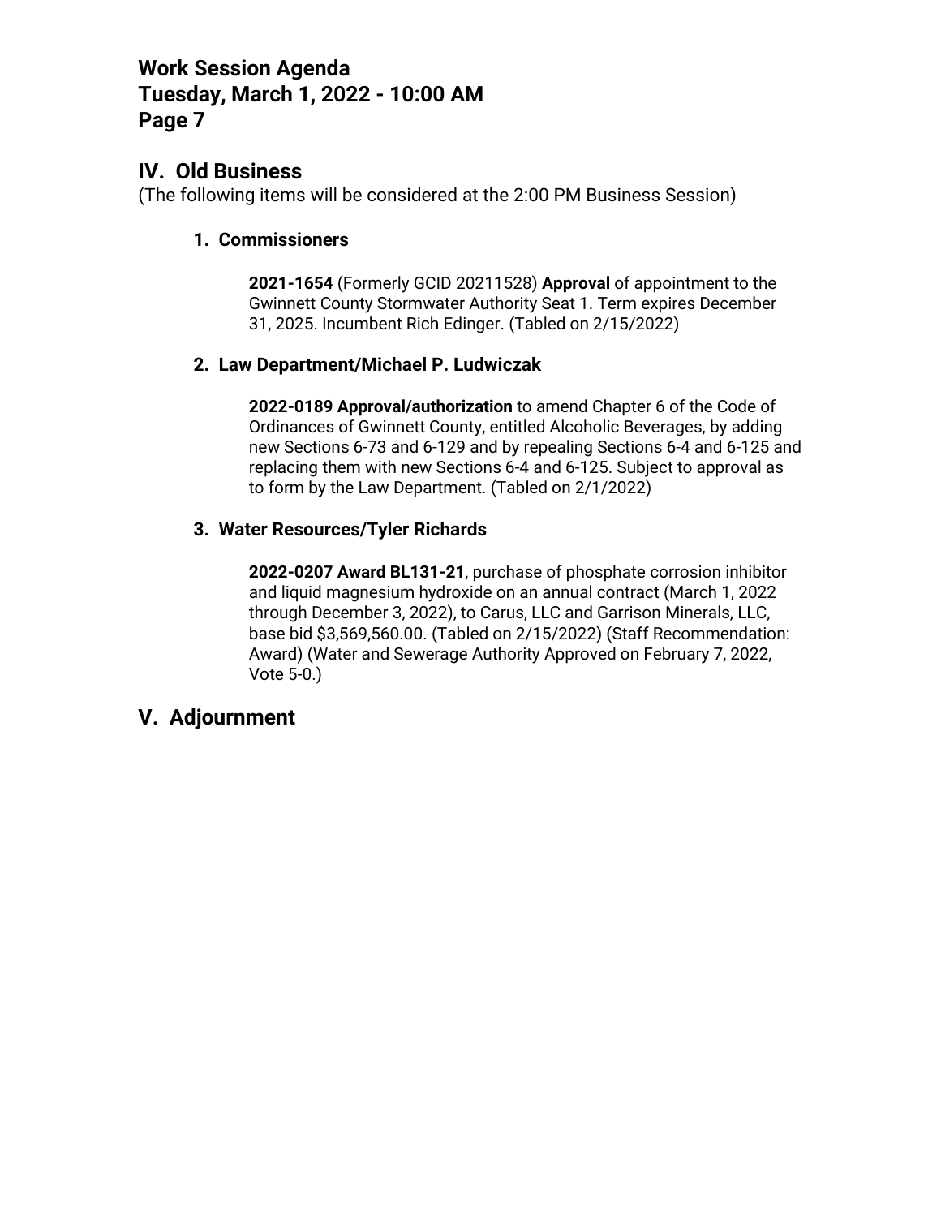## IV. Old Business

(The following items will be considered at the 2:00 PM Business Session)

### 1. Commissioners

**2021-1654** (Formerly GCID 20211528) **Approval** of appointment to the Gwinnett County Stormwater Authority Seat 1. Term expires December 31, 2025. Incumbent Rich Edinger. (Tabled on 2/15/2022)

### 2. Law Department/Michael P. Ludwiczak

**2022-0189 Approval/authorization** to amend Chapter 6 of the Code of Ordinances of Gwinnett County, entitled Alcoholic Beverages, by adding new Sections 6-73 and 6-129 and by repealing Sections 6-4 and 6-125 and replacing them with new Sections 6-4 and 6-125. Subject to approval as to form by the Law Department. (Tabled on 2/1/2022)

### 3. Water Resources/Tyler Richards

**2022-0207 Award BL131-21**, purchase of phosphate corrosion inhibitor and liquid magnesium hydroxide on an annual contract (March 1, 2022 through December 3, 2022), to Carus, LLC and Garrison Minerals, LLC, base bid $3,569,560.00. (Tabled on 2/15/2022) (Staff Recommendation: Award) (Water and Sewerage Authority Approved on February 7, 2022, Vote 5-0.)

## V. Adjournment